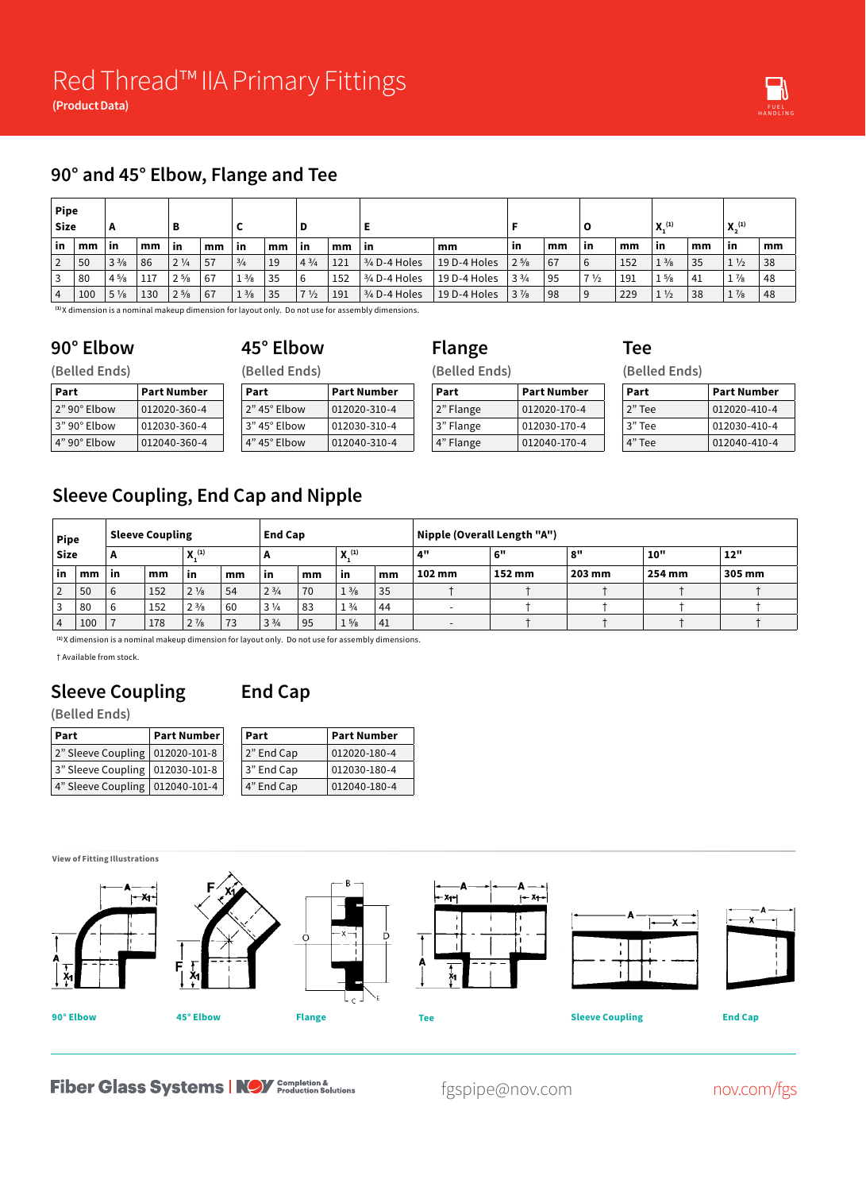# Red Thread™ IIA Primary Fittings

**(Product Data)**

## 90° and 45° Elbow, Flange and Tee

| Pipe Size | | A | | B | | C | | D | | E | | F | | O | | $X_1$ [(1)] | | $X_2$ [(1)] | |
|---|---|---|---|---|---|---|---|---|---|---|---|---|---|---|---|---|---|---|---|
| in | mm | in | mm | in | mm | in | mm | in | mm | in | mm | in | mm | in | mm | in | mm | in | mm |
| 2 | 50 | 3 ⅜ | 86 | 2 ¼ | 57 | ¾ | 19 | 4 ¾ | 121 | ¾ D-4 Holes | 19 D-4 Holes | 2 ⅝ | 67 | 6 | 152 | 1 ⅜ | 35 | 1 ½ | 38 |
| 3 | 80 | 4 ⅝ | 117 | 2 ⅝ | 67 | 1 ⅜ | 35 | 6 | 152 | ¾ D-4 Holes | 19 D-4 Holes | 3 ¾ | 95 | 7 ½ | 191 | 1 ⅝ | 41 | 1 ⅞ | 48 |
| 4 | 100 | 5 ⅛ | 130 | 2 ⅝ | 67 | 1 ⅜ | 35 | 7 ½ | 191 | ¾ D-4 Holes | 19 D-4 Holes | 3 ⅞ | 98 | 9 | 229 | 1 ½ | 38 | 1 ⅞ | 48 |

[(1)] X dimension is a nominal makeup dimension for layout only. Do not use for assembly dimensions.

### 90° Elbow

(Belled Ends)

| Part | Part Number |
|---|---|
| 2" 90° Elbow | 012020-360-4 |
| 3" 90° Elbow | 012030-360-4 |
| 4" 90° Elbow | 012040-360-4 |

### 45° Elbow

(Belled Ends)

| Part | Part Number |
|---|---|
| 2" 45° Elbow | 012020-310-4 |
| 3" 45° Elbow | 012030-310-4 |
| 4" 45° Elbow | 012040-310-4 |

### Flange

(Belled Ends)

| Part | Part Number |
|---|---|
| 2" Flange | 012020-170-4 |
| 3" Flange | 012030-170-4 |
| 4" Flange | 012040-170-4 |

### Tee

(Belled Ends)

| Part | Part Number |
|---|---|
| 2" Tee | 012020-410-4 |
| 3" Tee | 012030-410-4 |
| 4" Tee | 012040-410-4 |

## Sleeve Coupling, End Cap and Nipple

| Pipe Size | | Sleeve Coupling | | | | End Cap | | | | Nipple (Overall Length "A") | | | | |
|---|---|---|---|---|---|---|---|---|---|---|---|---|---|---|
| | | A | | $X_1$ [(1)] | | A | | $X_1$ [(1)] | | 4" | 6" | 8" | 10" | 12" |
| in | mm | in | mm | in | mm | in | mm | in | mm | 102 mm | 152 mm | 203 mm | 254 mm | 305 mm |
| 2 | 50 | 6 | 152 | 2 ⅛ | 54 | 2 ¾ | 70 | 1 ⅜ | 35 | † | † | † | † | † |
| 3 | 80 | 6 | 152 | 2 ⅜ | 60 | 3 ¼ | 83 | 1 ¾ | 44 | - | † | † | † | † |
| 4 | 100 | 7 | 178 | 2 ⅞ | 73 | 3 ¾ | 95 | 1 ⅝ | 41 | - | † | † | † | † |

[(1)] X dimension is a nominal makeup dimension for layout only. Do not use for assembly dimensions.

† Available from stock.

### Sleeve Coupling

(Belled Ends)

| Part | Part Number |
|---|---|
| 2" Sleeve Coupling | 012020-101-8 |
| 3" Sleeve Coupling | 012030-101-8 |
| 4" Sleeve Coupling | 012040-101-4 |

### End Cap

| Part | Part Number |
|---|---|
| 2" End Cap | 012020-180-4 |
| 3" End Cap | 012030-180-4 |
| 4" End Cap | 012040-180-4 |

**View of Fitting Illustrations**

90° Elbow | 45° Elbow | Flange | Tee | Sleeve Coupling | End Cap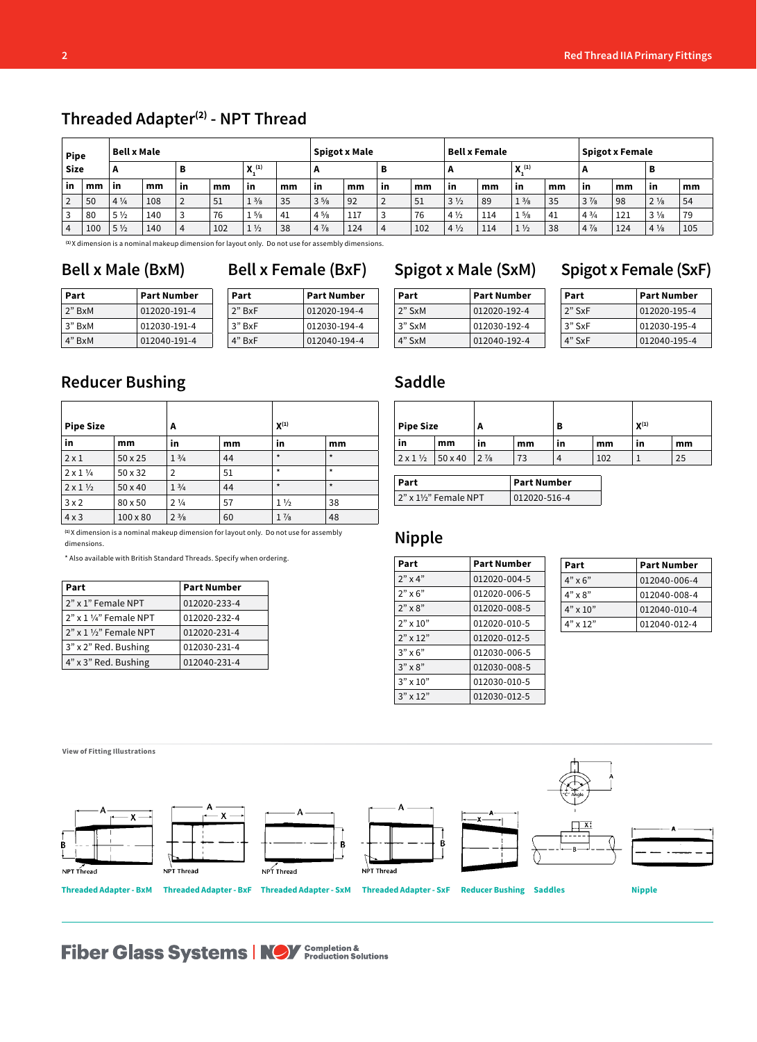## Threaded Adapter[2] - NPT Thread

| Pipe Size | | Bell x Male | | | | | | Spigot x Male | | | | Bell x Female | | | | Spigot x Female | | | |
|---|---|---|---|---|---|---|---|---|---|---|---|---|---|---|---|---|---|---|---|
| | | A | | B | | $X_1$ [1] | | A | | B | | A | | $X_1$ [1] | | A | | B | |
| in | mm | in | mm | in | mm | in | mm | in | mm | in | mm | in | mm | in | mm | in | mm | in | mm |
| 2 | 50 | 4 ¼ | 108 | 2 | 51 | 1 ⅜ | 35 | 3 ⅝ | 92 | 2 | 51 | 3 ½ | 89 | 1 ⅜ | 35 | 3 ⅞ | 98 | 2 ⅛ | 54 |
| 3 | 80 | 5 ½ | 140 | 3 | 76 | 1 ⅝ | 41 | 4 ⅝ | 117 | 3 | 76 | 4 ½ | 114 | 1 ⅝ | 41 | 4 ¾ | 121 | 3 ⅛ | 79 |
| 4 | 100 | 5 ½ | 140 | 4 | 102 | 1 ½ | 38 | 4 ⅞ | 124 | 4 | 102 | 4 ½ | 114 | 1 ½ | 38 | 4 ⅞ | 124 | 4 ⅛ | 105 |

[1] X dimension is a nominal makeup dimension for layout only. Do not use for assembly dimensions.

### Bell x Male (BxM)

| Part | Part Number |
|---|---|
| 2" BxM | 012020-191-4 |
| 3" BxM | 012030-191-4 |
| 4" BxM | 012040-191-4 |

### Bell x Female (BxF)

| Part | Part Number |
|---|---|
| 2" BxF | 012020-194-4 |
| 3" BxF | 012030-194-4 |
| 4" BxF | 012040-194-4 |

### Spigot x Male (SxM)

| Part | Part Number |
|---|---|
| 2" SxM | 012020-192-4 |
| 3" SxM | 012030-192-4 |
| 4" SxM | 012040-192-4 |

### Spigot x Female (SxF)

| Part | Part Number |
|---|---|
| 2" SxF | 012020-195-4 |
| 3" SxF | 012030-195-4 |
| 4" SxF | 012040-195-4 |

## Reducer Bushing

| Pipe Size | | A | | X[1] | |
|---|---|---|---|---|---|
| in | mm | in | mm | in | mm |
| 2 x 1 | 50 x 25 | 1 ¾ | 44 | * | * |
| 2 x 1 ¼ | 50 x 32 | 2 | 51 | * | * |
| 2 x 1 ½ | 50 x 40 | 1 ¾ | 44 | * | * |
| 3 x 2 | 80 x 50 | 2 ¼ | 57 | 1 ½ | 38 |
| 4 x 3 | 100 x 80 | 2 ⅜ | 60 | 1 ⅞ | 48 |

[1] X dimension is a nominal makeup dimension for layout only. Do not use for assembly dimensions.

* Also available with British Standard Threads. Specify when ordering.

| Part | Part Number |
|---|---|
| 2" x 1" Female NPT | 012020-233-4 |
| 2" x 1 ¼" Female NPT | 012020-232-4 |
| 2" x 1 ½" Female NPT | 012020-231-4 |
| 3" x 2" Red. Bushing | 012030-231-4 |
| 4" x 3" Red. Bushing | 012040-231-4 |

## Saddle

| Pipe Size | | A | | B | | X[1] | |
|---|---|---|---|---|---|---|---|
| in | mm | in | mm | in | mm | in | mm |
| 2 x 1 ½ | 50 x 40 | 2 ⅞ | 73 | 4 | 102 | 1 | 25 |

| Part | Part Number |
|---|---|
| 2" x 1½" Female NPT | 012020-516-4 |

## Nipple

| Part | Part Number |
|---|---|
| 2" x 4" | 012020-004-5 |
| 2" x 6" | 012020-006-5 |
| 2" x 8" | 012020-008-5 |
| 2" x 10" | 012020-010-5 |
| 2" x 12" | 012020-012-5 |
| 3" x 6" | 012030-006-5 |
| 3" x 8" | 012030-008-5 |
| 3" x 10" | 012030-010-5 |
| 3" x 12" | 012030-012-5 |

| Part | Part Number |
|---|---|
| 4" x 6" | 012040-006-4 |
| 4" x 8" | 012040-008-4 |
| 4" x 10" | 012040-010-4 |
| 4" x 12" | 012040-012-4 |

View of Fitting Illustrations

Threaded Adapter - BxM | Threaded Adapter - BxF | Threaded Adapter - SxM | Threaded Adapter - SxF | Reducer Bushing | Saddles | Nipple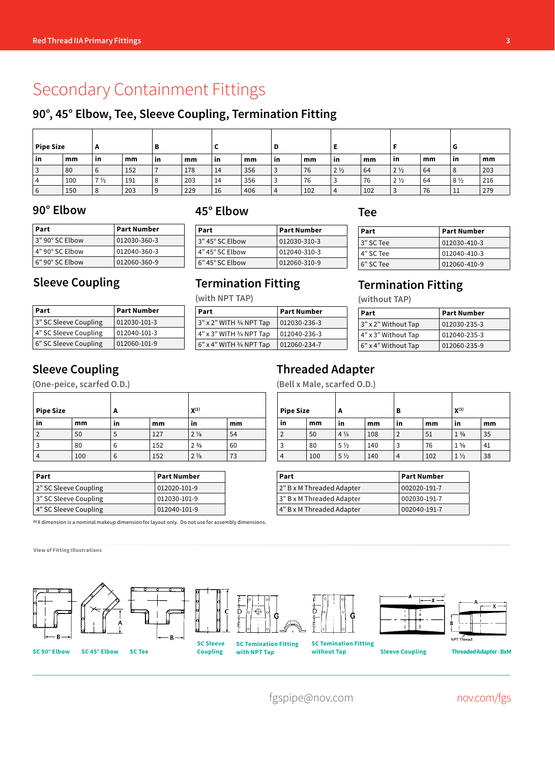# Secondary Containment Fittings

## 90°, 45° Elbow, Tee, Sleeve Coupling, Termination Fitting

| Pipe Size | | A | | B | | C | | D | | E | | F | | G | |
|---|---|---|---|---|---|---|---|---|---|---|---|---|---|---|---|
| in | mm | in | mm | in | mm | in | mm | in | mm | in | mm | in | mm | in | mm |
| 3 | 80 | 6 | 152 | 7 | 178 | 14 | 356 | 3 | 76 | 2 ½ | 64 | 2 ½ | 64 | 8 | 203 |
| 4 | 100 | 7 ½ | 191 | 8 | 203 | 14 | 356 | 3 | 76 | 3 | 76 | 2 ½ | 64 | 8 ½ | 216 |
| 6 | 150 | 8 | 203 | 9 | 229 | 16 | 406 | 4 | 102 | 4 | 102 | 3 | 76 | 11 | 279 |

### 90° Elbow

| Part | Part Number |
|---|---|
| 3" 90° SC Elbow | 012030-360-3 |
| 4" 90° SC Elbow | 012040-360-3 |
| 6" 90° SC Elbow | 012060-360-9 |

### 45° Elbow

| Part | Part Number |
|---|---|
| 3" 45° SC Elbow | 012030-310-3 |
| 4" 45° SC Elbow | 012040-310-3 |
| 6" 45° SC Elbow | 012060-310-9 |

### Tee

| Part | Part Number |
|---|---|
| 3" SC Tee | 012030-410-3 |
| 4" SC Tee | 012040-410-3 |
| 6" SC Tee | 012060-410-9 |

### Sleeve Coupling

| Part | Part Number |
|---|---|
| 3" SC Sleeve Coupling | 012030-101-3 |
| 4" SC Sleeve Coupling | 012040-101-3 |
| 6" SC Sleeve Coupling | 012060-101-9 |

### Termination Fitting

(with NPT TAP)

| Part | Part Number |
|---|---|
| 3" x 2" WITH ¾ NPT Tap | 012030-236-3 |
| 4" x 3" WITH ¾ NPT Tap | 012040-236-3 |
| 6" x 4" WITH ¾ NPT Tap | 012060-234-7 |

### Termination Fitting

(without TAP)

| Part | Part Number |
|---|---|
| 3" x 2" Without Tap | 012030-235-3 |
| 4" x 3" Without Tap | 012040-235-3 |
| 6" x 4" Without Tap | 012060-235-9 |

### Sleeve Coupling

(One-peice, scarfed O.D.)

| Pipe Size | | A | | X[1] | |
|---|---|---|---|---|---|
| in | mm | in | mm | in | mm |
| 2 | 50 | 5 | 127 | 2 ⅛ | 54 |
| 3 | 80 | 6 | 152 | 2 ⅜ | 60 |
| 4 | 100 | 6 | 152 | 2 ⅞ | 73 |

| Part | Part Number |
|---|---|
| 2" SC Sleeve Coupling | 012020-101-9 |
| 3" SC Sleeve Coupling | 012030-101-9 |
| 4" SC Sleeve Coupling | 012040-101-9 |

[1] X dimension is a nominal makeup dimension for layout only. Do not use for assembly dimensions.

### Threaded Adapter

(Bell x Male, scarfed O.D.)

| Pipe Size | | A | | B | | X[1] | |
|---|---|---|---|---|---|---|---|
| in | mm | in | mm | in | mm | in | mm |
| 2 | 50 | 4 ¼ | 108 | 2 | 51 | 1 ⅜ | 35 |
| 3 | 80 | 5 ½ | 140 | 3 | 76 | 1 ⅝ | 41 |
| 4 | 100 | 5 ½ | 140 | 4 | 102 | 1 ½ | 38 |

| Part | Part Number |
|---|---|
| 2" B x M Threaded Adapter | 002020-191-7 |
| 3" B x M Threaded Adapter | 002030-191-7 |
| 4" B x M Threaded Adapter | 002040-191-7 |

**View of Fitting Illustrations**

SC 90° Elbow | SC 45° Elbow | SC Tee | SC Sleeve Coupling | SC Termination Fitting with NPT Tap | SC Termination Fitting without Tap | Sleeve Coupling | Threaded Adapter - BxM

fgspipe@nov.com nov.com/fgs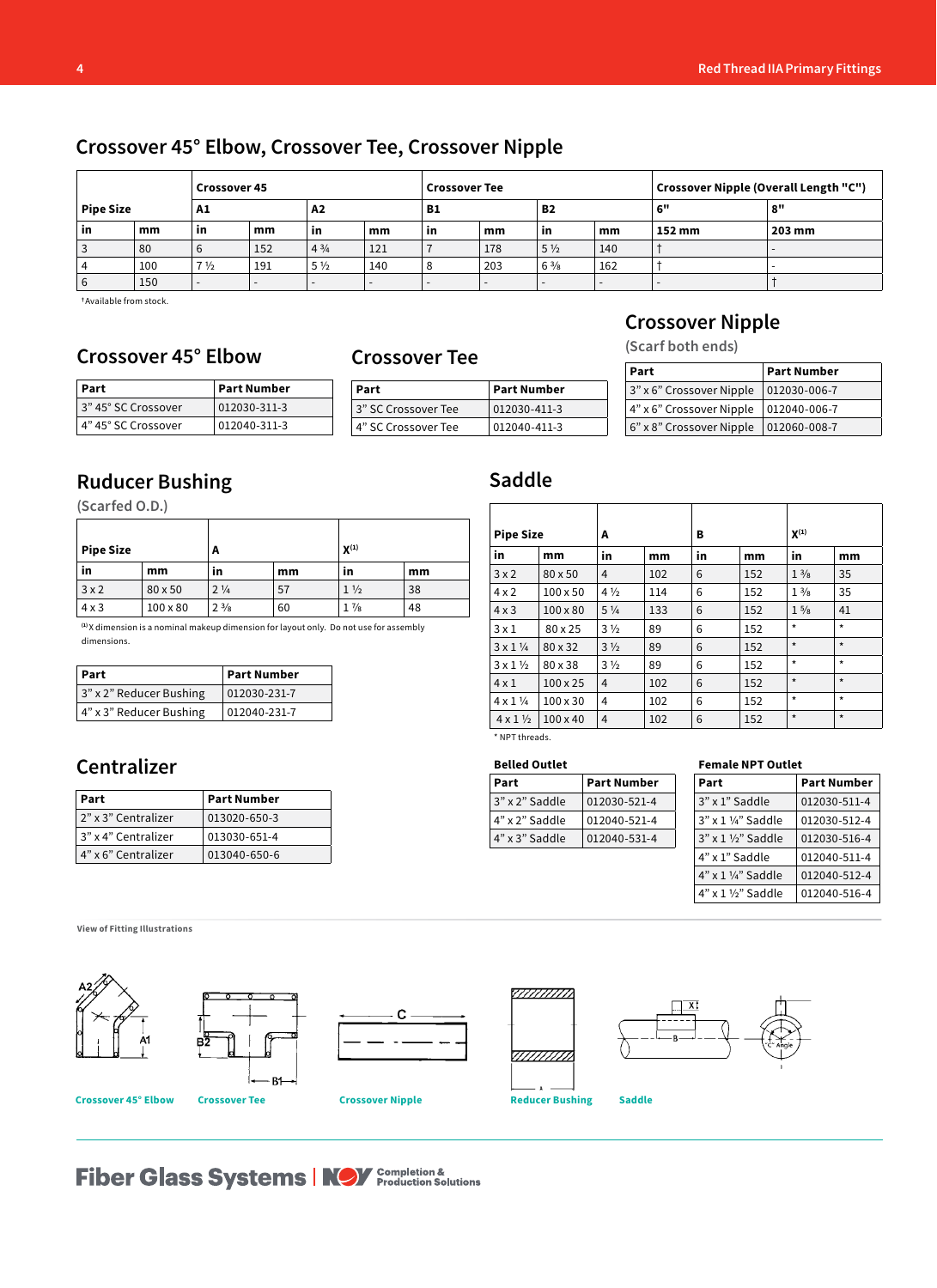## Crossover 45° Elbow, Crossover Tee, Crossover Nipple

| Pipe Size | | Crossover 45 | | | | Crossover Tee | | | | Crossover Nipple (Overall Length "C") | |
|---|---|---|---|---|---|---|---|---|---|---|---|
| | | A1 | | A2 | | B1 | | B2 | | 6" | 8" |
| in | mm | in | mm | in | mm | in | mm | in | mm | 152 mm | 203 mm |
| 3 | 80 | 6 | 152 | 4 ¾ | 121 | 7 | 178 | 5 ½ | 140 | † | - |
| 4 | 100 | 7 ½ | 191 | 5 ½ | 140 | 8 | 203 | 6 ⅜ | 162 | † | - |
| 6 | 150 | - | - | - | - | - | - | - | - | - | † |

†Available from stock.

## Crossover 45° Elbow

| Part | Part Number |
|---|---|
| 3" 45° SC Crossover | 012030-311-3 |
| 4" 45° SC Crossover | 012040-311-3 |

## Crossover Tee

| Part | Part Number |
|---|---|
| 3" SC Crossover Tee | 012030-411-3 |
| 4" SC Crossover Tee | 012040-411-3 |

## Crossover Nipple

(Scarf both ends)

| Part | Part Number |
|---|---|
| 3" x 6" Crossover Nipple | 012030-006-7 |
| 4" x 6" Crossover Nipple | 012040-006-7 |
| 6" x 8" Crossover Nipple | 012060-008-7 |

## Ruducer Bushing

(Scarfed O.D.)

| Pipe Size | | A | | X[1] | |
|---|---|---|---|---|---|
| in | mm | in | mm | in | mm |
| 3 x 2 | 80 x 50 | 2 ¼ | 57 | 1 ½ | 38 |
| 4 x 3 | 100 x 80 | 2 ⅜ | 60 | 1 ⅞ | 48 |

[1] X dimension is a nominal makeup dimension for layout only. Do not use for assembly dimensions.

| Part | Part Number |
|---|---|
| 3" x 2" Reducer Bushing | 012030-231-7 |
| 4" x 3" Reducer Bushing | 012040-231-7 |

## Centralizer

| Part | Part Number |
|---|---|
| 2" x 3" Centralizer | 013020-650-3 |
| 3" x 4" Centralizer | 013030-651-4 |
| 4" x 6" Centralizer | 013040-650-6 |

## Saddle

| Pipe Size | | A | | B | | X[1] | |
|---|---|---|---|---|---|---|---|
| in | mm | in | mm | in | mm | in | mm |
| 3 x 2 | 80 x 50 | 4 | 102 | 6 | 152 | 1 ⅜ | 35 |
| 4 x 2 | 100 x 50 | 4 ½ | 114 | 6 | 152 | 1 ⅜ | 35 |
| 4 x 3 | 100 x 80 | 5 ¼ | 133 | 6 | 152 | 1 ⅝ | 41 |
| 3 x 1 | 80 x 25 | 3 ½ | 89 | 6 | 152 | * | * |
| 3 x 1 ¼ | 80 x 32 | 3 ½ | 89 | 6 | 152 | * | * |
| 3 x 1 ½ | 80 x 38 | 3 ½ | 89 | 6 | 152 | * | * |
| 4 x 1 | 100 x 25 | 4 | 102 | 6 | 152 | * | * |
| 4 x 1 ¼ | 100 x 30 | 4 | 102 | 6 | 152 | * | * |
| 4 x 1 ½ | 100 x 40 | 4 | 102 | 6 | 152 | * | * |

* NPT threads.

**Belled Outlet**

| Part | Part Number |
|---|---|
| 3" x 2" Saddle | 012030-521-4 |
| 4" x 2" Saddle | 012040-521-4 |
| 4" x 3" Saddle | 012040-531-4 |

**Female NPT Outlet**

| Part | Part Number |
|---|---|
| 3" x 1" Saddle | 012030-511-4 |
| 3" x 1 ¼" Saddle | 012030-512-4 |
| 3" x 1 ½" Saddle | 012030-516-4 |
| 4" x 1" Saddle | 012040-511-4 |
| 4" x 1 ¼" Saddle | 012040-512-4 |
| 4" x 1 ½" Saddle | 012040-516-4 |

**View of Fitting Illustrations**

Crossover 45° Elbow | Crossover Tee | Crossover Nipple | Reducer Bushing | Saddle

Fiber Glass Systems | NOV Completion & Production Solutions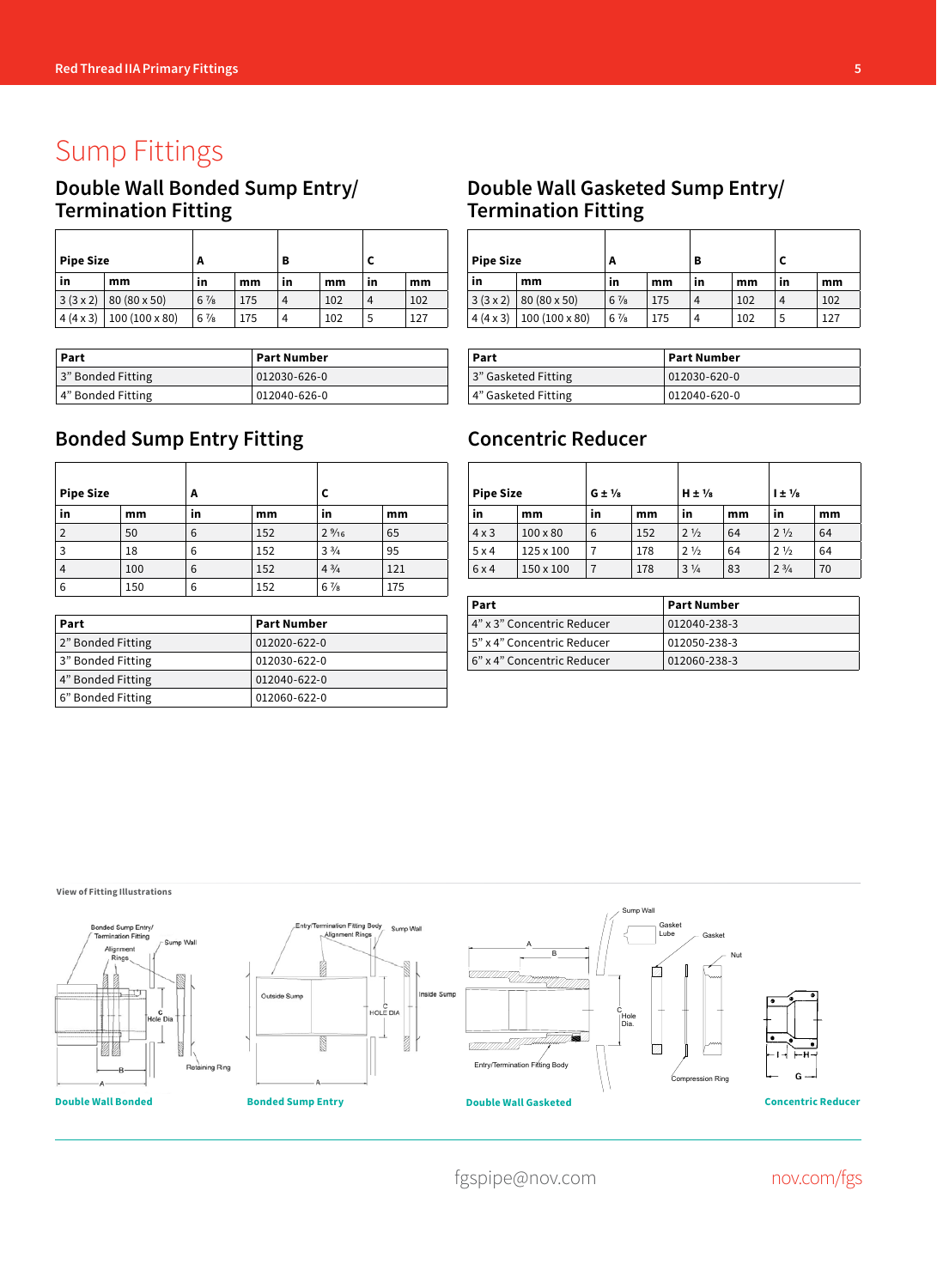# Sump Fittings

## Double Wall Bonded Sump Entry/ Termination Fitting

| Pipe Size | | A | | B | | C | |
|---|---|---|---|---|---|---|---|
| in | mm | in | mm | in | mm | in | mm |
| 3 (3 x 2) | 80 (80 x 50) | 6 ⅞ | 175 | 4 | 102 | 4 | 102 |
| 4 (4 x 3) | 100 (100 x 80) | 6 ⅞ | 175 | 4 | 102 | 5 | 127 |

| Part | Part Number |
|---|---|
| 3" Bonded Fitting | 012030-626-0 |
| 4" Bonded Fitting | 012040-626-0 |

## Double Wall Gasketed Sump Entry/ Termination Fitting

| Pipe Size | | A | | B | | C | |
|---|---|---|---|---|---|---|---|
| in | mm | in | mm | in | mm | in | mm |
| 3 (3 x 2) | 80 (80 x 50) | 6 ⅞ | 175 | 4 | 102 | 4 | 102 |
| 4 (4 x 3) | 100 (100 x 80) | 6 ⅞ | 175 | 4 | 102 | 5 | 127 |

| Part | Part Number |
|---|---|
| 3" Gasketed Fitting | 012030-620-0 |
| 4" Gasketed Fitting | 012040-620-0 |

## Bonded Sump Entry Fitting

| Pipe Size | | A | | C | |
|---|---|---|---|---|---|
| in | mm | in | mm | in | mm |
| 2 | 50 | 6 | 152 | 2 $^{9}/_{16}$ | 65 |
| 3 | 18 | 6 | 152 | 3 ¾ | 95 |
| 4 | 100 | 6 | 152 | 4 ¾ | 121 |
| 6 | 150 | 6 | 152 | 6 ⅞ | 175 |

| Part | Part Number |
|---|---|
| 2" Bonded Fitting | 012020-622-0 |
| 3" Bonded Fitting | 012030-622-0 |
| 4" Bonded Fitting | 012040-622-0 |
| 6" Bonded Fitting | 012060-622-0 |

## Concentric Reducer

| Pipe Size | | G ± ⅛ | | H ± ⅛ | | I ± ⅛ | |
|---|---|---|---|---|---|---|---|
| in | mm | in | mm | in | mm | in | mm |
| 4 x 3 | 100 x 80 | 6 | 152 | 2 ½ | 64 | 2 ½ | 64 |
| 5 x 4 | 125 x 100 | 7 | 178 | 2 ½ | 64 | 2 ½ | 64 |
| 6 x 4 | 150 x 100 | 7 | 178 | 3 ¼ | 83 | 2 ¾ | 70 |

| Part | Part Number |
|---|---|
| 4" x 3" Concentric Reducer | 012040-238-3 |
| 5" x 4" Concentric Reducer | 012050-238-3 |
| 6" x 4" Concentric Reducer | 012060-238-3 |

**View of Fitting Illustrations**

**Double Wall Bonded** | **Bonded Sump Entry** | **Double Wall Gasketed** | **Concentric Reducer**

fgspipe@nov.com | nov.com/fgs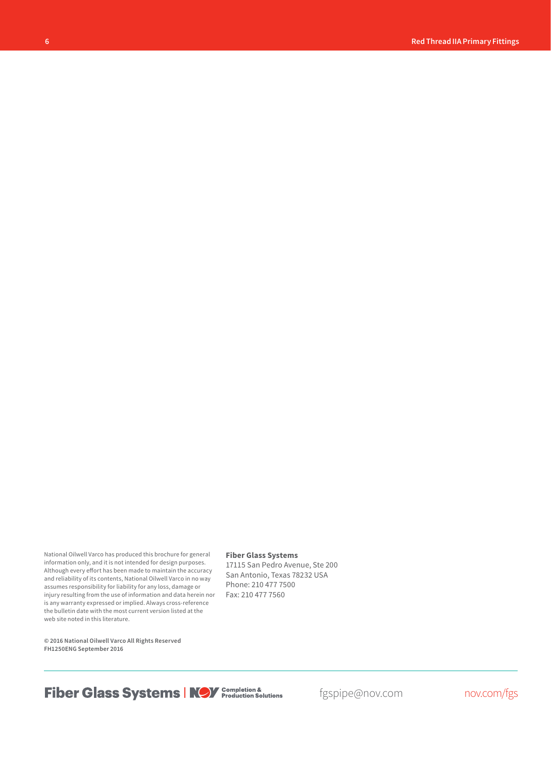National Oilwell Varco has produced this brochure for general information only, and it is not intended for design purposes. Although every effort has been made to maintain the accuracy and reliability of its contents, National Oilwell Varco in no way assumes responsibility for liability for any loss, damage or injury resulting from the use of information and data herein nor is any warranty expressed or implied. Always cross-reference the bulletin date with the most current version listed at the web site noted in this literature.

**© 2016 National Oilwell Varco All Rights Reserved**
**FH1250ENG September 2016**

**Fiber Glass Systems**
17115 San Pedro Avenue, Ste 200
San Antonio, Texas 78232 USA
Phone: 210 477 7500
Fax: 210 477 7560

**Fiber Glass Systems | NOV Completion & Production Solutions**

fgspipe@nov.com

nov.com/fgs